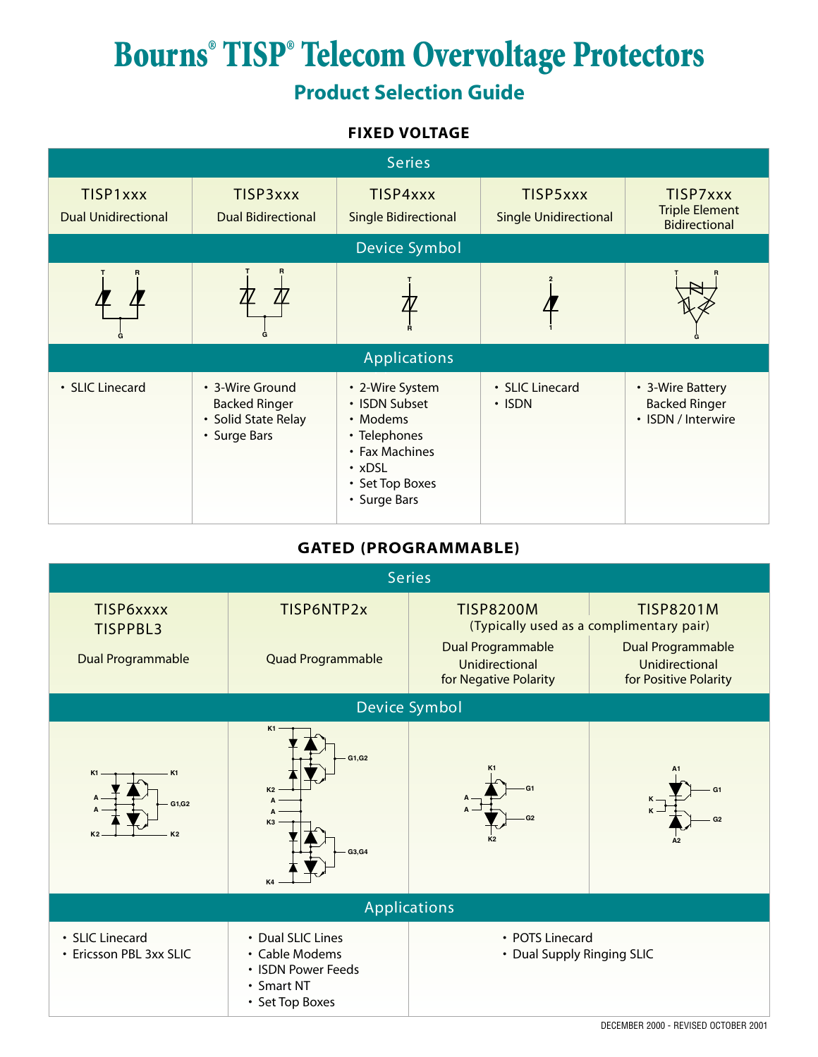# Bourns® TISP® Telecom Overvoltage Protectors

## Product Selection Guide

### FIXED VOLTAGE

| Series | | | | |
|---|---|---|---|---|
| TISP1xxx<br>Dual Unidirectional | TISP3xxx<br>Dual Bidirectional | TISP4xxx<br>Single Bidirectional | TISP5xxx<br>Single Unidirectional | TISP7xxx<br>Triple Element Bidirectional |
| **Device Symbol** | | | | |
| T R G | T R G | T R | 2 1 | T R G |
| **Applications** | | | | |
| • SLIC Linecard | • 3-Wire Ground Backed Ringer<br>• Solid State Relay<br>• Surge Bars | • 2-Wire System<br>• ISDN Subset<br>• Modems<br>• Telephones<br>• Fax Machines<br>• xDSL<br>• Set Top Boxes<br>• Surge Bars | • SLIC Linecard<br>• ISDN | • 3-Wire Battery Backed Ringer<br>• ISDN / Interwire |

### GATED (PROGRAMMABLE)

| Series | | | |
|---|---|---|---|
| TISP6xxxx<br>TISPPBL3<br>Dual Programmable | TISP6NTP2x<br>Quad Programmable | TISP8200M<br>(Typically used as a complimentary pair)<br>Dual Programmable Unidirectional for Negative Polarity | TISP8201M<br>Dual Programmable Unidirectional for Positive Polarity |
| **Device Symbol** | | | |
| K1 K1 A A G1,G2 K2 K2 | K1 G1,G2 K2 A A K3 G3,G4 K4 | K1 A A G1 G2 K2 | A1 K K G1 G2 A2 |
| **Applications** | | | |
| • SLIC Linecard<br>• Ericsson PBL 3xx SLIC | • Dual SLIC Lines<br>• Cable Modems<br>• ISDN Power Feeds<br>• Smart NT<br>• Set Top Boxes | • POTS Linecard<br>• Dual Supply Ringing SLIC | |

DECEMBER 2000 - REVISED OCTOBER 2001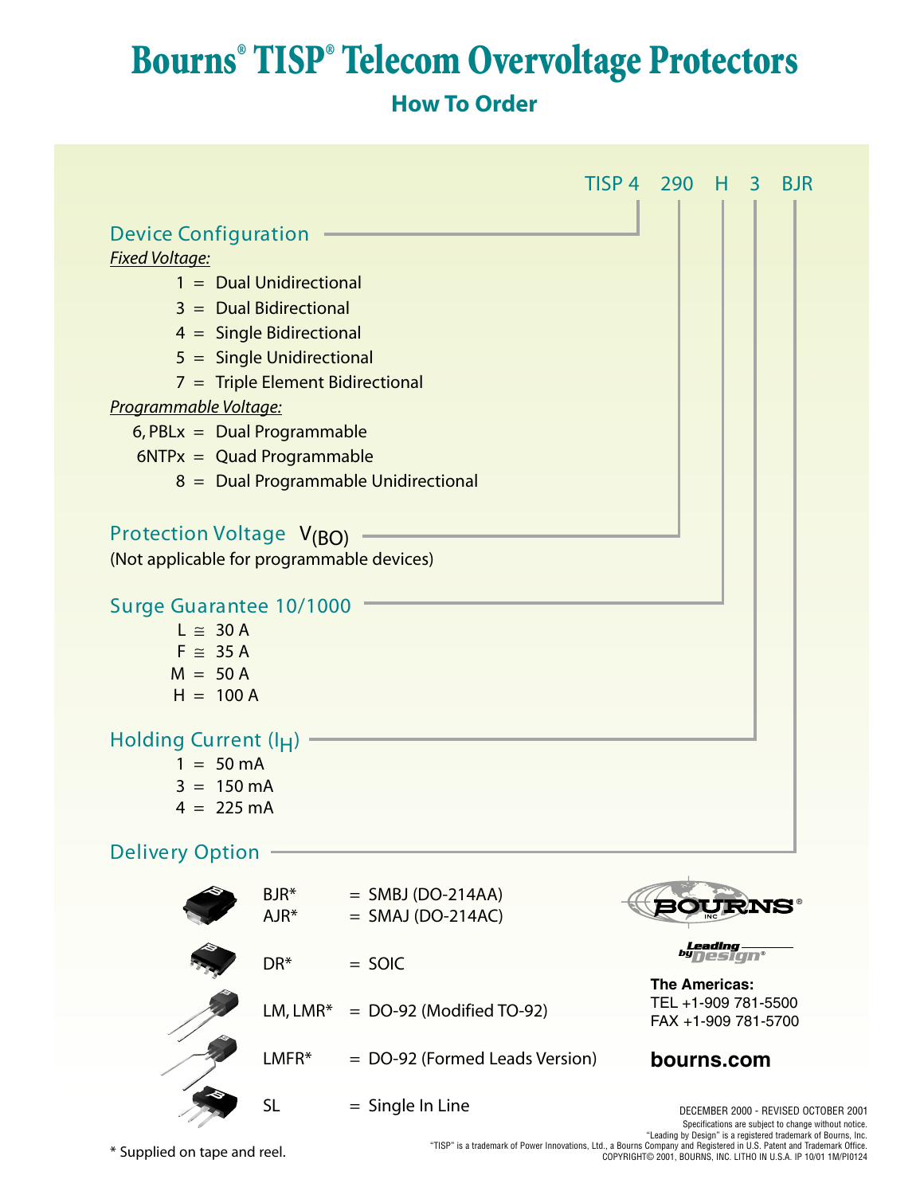# Bourns® TISP® Telecom Overvoltage Protectors

## How To Order

TISP 4 290 H 3 BJR

### Device Configuration

*Fixed Voltage:*

- 1 = Dual Unidirectional
- 3 = Dual Bidirectional
- 4 = Single Bidirectional
- 5 = Single Unidirectional
- 7 = Triple Element Bidirectional

*Programmable Voltage:*

- 6, PBLx = Dual Programmable
- 6NTPx = Quad Programmable
- 8 = Dual Programmable Unidirectional

### Protection Voltage $V_{(BO)}$

(Not applicable for programmable devices)

### Surge Guarantee 10/1000

- L ≅ 30 A
- F ≅ 35 A
- M = 50 A
- H = 100 A

### Holding Current ($I_H$)

- 1 = 50 mA
- 3 = 150 mA
- 4 = 225 mA

### Delivery Option

- BJR* = SMBJ (DO-214AA)
- AJR* = SMAJ (DO-214AC)
- DR* = SOIC
- LM, LMR* = DO-92 (Modified TO-92)
- LMFR* = DO-92 (Formed Leads Version)
- SL = Single In Line

\* Supplied on tape and reel.

BOURNS®

Leading by Design®

**The Americas:**
TEL +1-909 781-5500
FAX +1-909 781-5700

**bourns.com**

DECEMBER 2000 - REVISED OCTOBER 2001
Specifications are subject to change without notice.
"Leading by Design" is a registered trademark of Bourns, Inc.
"TISP" is a trademark of Power Innovations, Ltd., a Bourns Company and Registered in U.S. Patent and Trademark Office.
COPYRIGHT© 2001, BOURNS, INC. LITHO IN U.S.A. IP 10/01 1M/PI0124